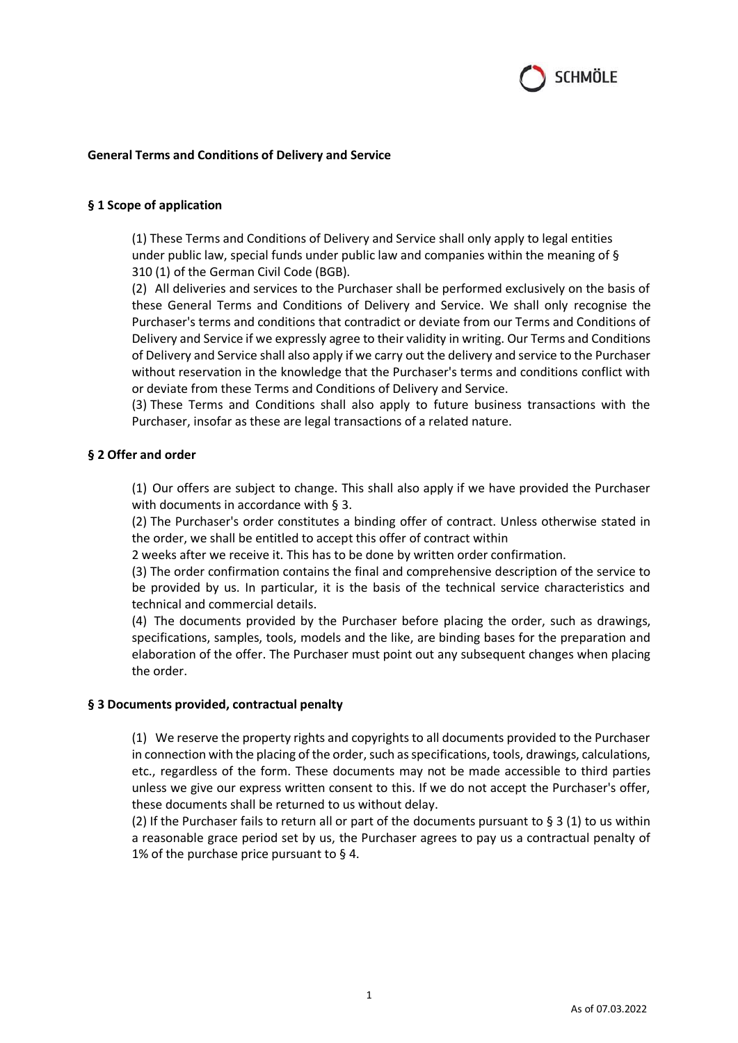## General Terms and Conditions of Delivery and Service

### § 1 Scope of application

(1) These Terms and Conditions of Delivery and Service shall only apply to legal entities under public law, special funds under public law and companies within the meaning of § 310 (1) of the German Civil Code (BGB).

(2) All deliveries and services to the Purchaser shall be performed exclusively on the basis of these General Terms and Conditions of Delivery and Service. We shall only recognise the Purchaser's terms and conditions that contradict or deviate from our Terms and Conditions of Delivery and Service if we expressly agree to their validity in writing. Our Terms and Conditions of Delivery and Service shall also apply if we carry out the delivery and service to the Purchaser without reservation in the knowledge that the Purchaser's terms and conditions conflict with or deviate from these Terms and Conditions of Delivery and Service.

(3) These Terms and Conditions shall also apply to future business transactions with the Purchaser, insofar as these are legal transactions of a related nature.

### § 2 Offer and order

(1) Our offers are subject to change. This shall also apply if we have provided the Purchaser with documents in accordance with § 3.

(2) The Purchaser's order constitutes a binding offer of contract. Unless otherwise stated in the order, we shall be entitled to accept this offer of contract within 2 weeks after we receive it. This has to be done by written order confirmation.

(3) The order confirmation contains the final and comprehensive description of the service to be provided by us. In particular, it is the basis of the technical service characteristics and technical and commercial details.

(4) The documents provided by the Purchaser before placing the order, such as drawings, specifications, samples, tools, models and the like, are binding bases for the preparation and elaboration of the offer. The Purchaser must point out any subsequent changes when placing the order.

### § 3 Documents provided, contractual penalty

(1) We reserve the property rights and copyrights to all documents provided to the Purchaser in connection with the placing of the order, such as specifications, tools, drawings, calculations, etc., regardless of the form. These documents may not be made accessible to third parties unless we give our express written consent to this. If we do not accept the Purchaser's offer, these documents shall be returned to us without delay.

(2) If the Purchaser fails to return all or part of the documents pursuant to § 3 (1) to us within a reasonable grace period set by us, the Purchaser agrees to pay us a contractual penalty of 1% of the purchase price pursuant to § 4.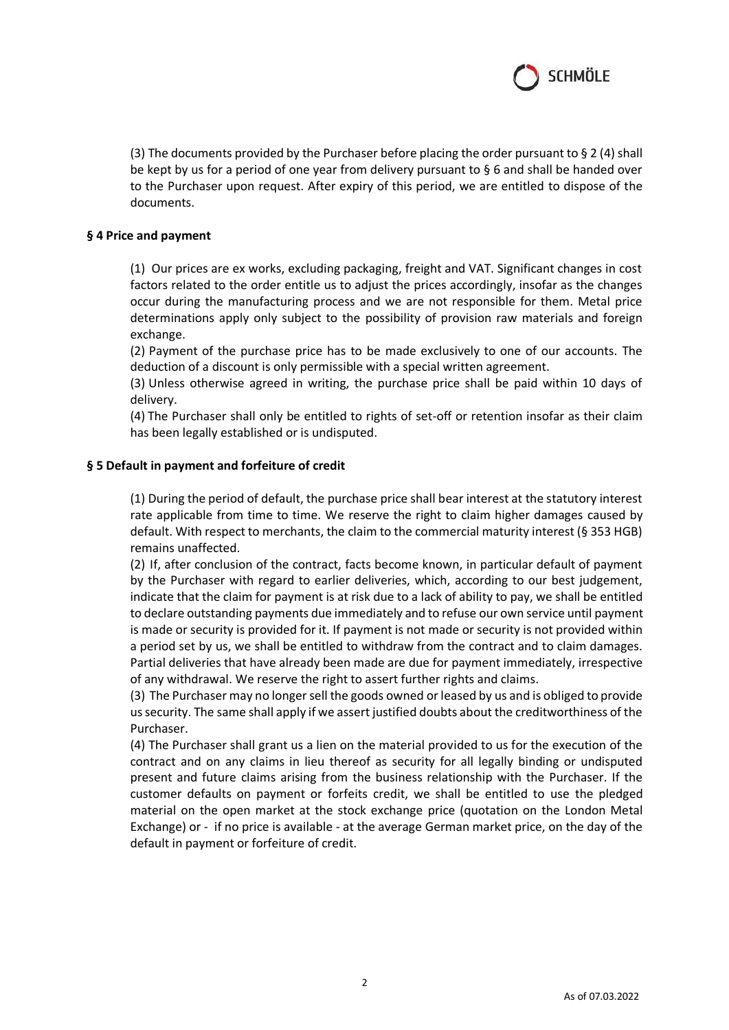(3) The documents provided by the Purchaser before placing the order pursuant to § 2 (4) shall be kept by us for a period of one year from delivery pursuant to § 6 and shall be handed over to the Purchaser upon request. After expiry of this period, we are entitled to dispose of the documents.

**§ 4 Price and payment**

(1) Our prices are ex works, excluding packaging, freight and VAT. Significant changes in cost factors related to the order entitle us to adjust the prices accordingly, insofar as the changes occur during the manufacturing process and we are not responsible for them. Metal price determinations apply only subject to the possibility of provision raw materials and foreign exchange.

(2) Payment of the purchase price has to be made exclusively to one of our accounts. The deduction of a discount is only permissible with a special written agreement.

(3) Unless otherwise agreed in writing, the purchase price shall be paid within 10 days of delivery.

(4) The Purchaser shall only be entitled to rights of set-off or retention insofar as their claim has been legally established or is undisputed.

**§ 5 Default in payment and forfeiture of credit**

(1) During the period of default, the purchase price shall bear interest at the statutory interest rate applicable from time to time. We reserve the right to claim higher damages caused by default. With respect to merchants, the claim to the commercial maturity interest (§ 353 HGB) remains unaffected.

(2) If, after conclusion of the contract, facts become known, in particular default of payment by the Purchaser with regard to earlier deliveries, which, according to our best judgement, indicate that the claim for payment is at risk due to a lack of ability to pay, we shall be entitled to declare outstanding payments due immediately and to refuse our own service until payment is made or security is provided for it. If payment is not made or security is not provided within a period set by us, we shall be entitled to withdraw from the contract and to claim damages. Partial deliveries that have already been made are due for payment immediately, irrespective of any withdrawal. We reserve the right to assert further rights and claims.

(3) The Purchaser may no longer sell the goods owned or leased by us and is obliged to provide us security. The same shall apply if we assert justified doubts about the creditworthiness of the Purchaser.

(4) The Purchaser shall grant us a lien on the material provided to us for the execution of the contract and on any claims in lieu thereof as security for all legally binding or undisputed present and future claims arising from the business relationship with the Purchaser. If the customer defaults on payment or forfeits credit, we shall be entitled to use the pledged material on the open market at the stock exchange price (quotation on the London Metal Exchange) or - if no price is available - at the average German market price, on the day of the default in payment or forfeiture of credit.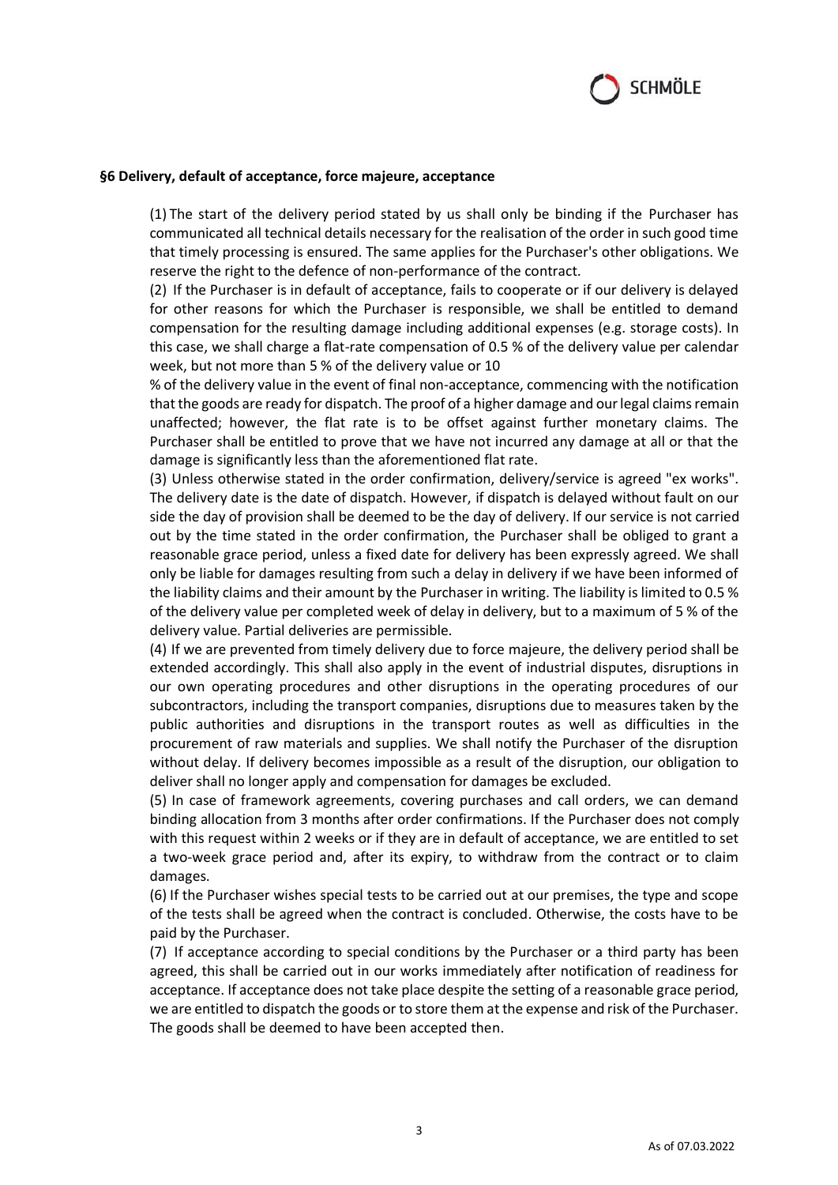### §6 Delivery, default of acceptance, force majeure, acceptance

(1) The start of the delivery period stated by us shall only be binding if the Purchaser has communicated all technical details necessary for the realisation of the order in such good time that timely processing is ensured. The same applies for the Purchaser's other obligations. We reserve the right to the defence of non-performance of the contract.

(2) If the Purchaser is in default of acceptance, fails to cooperate or if our delivery is delayed for other reasons for which the Purchaser is responsible, we shall be entitled to demand compensation for the resulting damage including additional expenses (e.g. storage costs). In this case, we shall charge a flat-rate compensation of 0.5 % of the delivery value per calendar week, but not more than 5 % of the delivery value or 10 % of the delivery value in the event of final non-acceptance, commencing with the notification that the goods are ready for dispatch. The proof of a higher damage and our legal claims remain unaffected; however, the flat rate is to be offset against further monetary claims. The Purchaser shall be entitled to prove that we have not incurred any damage at all or that the damage is significantly less than the aforementioned flat rate.

(3) Unless otherwise stated in the order confirmation, delivery/service is agreed "ex works". The delivery date is the date of dispatch. However, if dispatch is delayed without fault on our side the day of provision shall be deemed to be the day of delivery. If our service is not carried out by the time stated in the order confirmation, the Purchaser shall be obliged to grant a reasonable grace period, unless a fixed date for delivery has been expressly agreed. We shall only be liable for damages resulting from such a delay in delivery if we have been informed of the liability claims and their amount by the Purchaser in writing. The liability is limited to 0.5 % of the delivery value per completed week of delay in delivery, but to a maximum of 5 % of the delivery value. Partial deliveries are permissible.

(4) If we are prevented from timely delivery due to force majeure, the delivery period shall be extended accordingly. This shall also apply in the event of industrial disputes, disruptions in our own operating procedures and other disruptions in the operating procedures of our subcontractors, including the transport companies, disruptions due to measures taken by the public authorities and disruptions in the transport routes as well as difficulties in the procurement of raw materials and supplies. We shall notify the Purchaser of the disruption without delay. If delivery becomes impossible as a result of the disruption, our obligation to deliver shall no longer apply and compensation for damages be excluded.

(5) In case of framework agreements, covering purchases and call orders, we can demand binding allocation from 3 months after order confirmations. If the Purchaser does not comply with this request within 2 weeks or if they are in default of acceptance, we are entitled to set a two-week grace period and, after its expiry, to withdraw from the contract or to claim damages.

(6) If the Purchaser wishes special tests to be carried out at our premises, the type and scope of the tests shall be agreed when the contract is concluded. Otherwise, the costs have to be paid by the Purchaser.

(7) If acceptance according to special conditions by the Purchaser or a third party has been agreed, this shall be carried out in our works immediately after notification of readiness for acceptance. If acceptance does not take place despite the setting of a reasonable grace period, we are entitled to dispatch the goods or to store them at the expense and risk of the Purchaser. The goods shall be deemed to have been accepted then.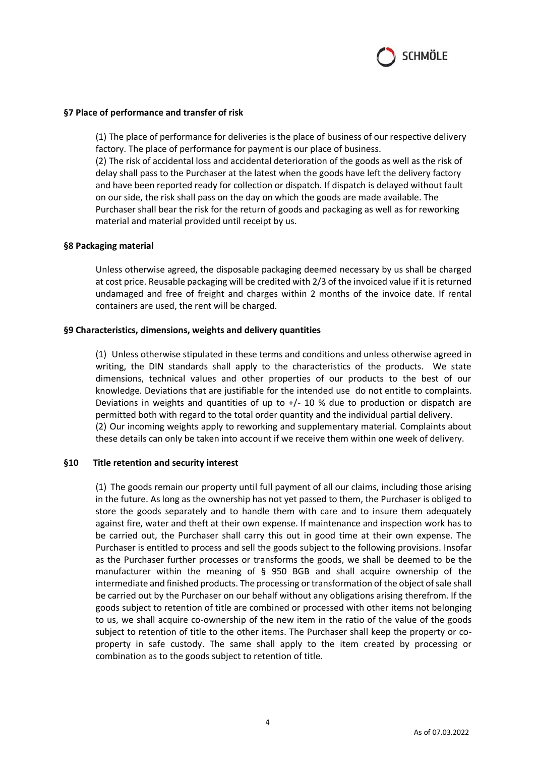### §7 Place of performance and transfer of risk

(1) The place of performance for deliveries is the place of business of our respective delivery factory. The place of performance for payment is our place of business.
(2) The risk of accidental loss and accidental deterioration of the goods as well as the risk of delay shall pass to the Purchaser at the latest when the goods have left the delivery factory and have been reported ready for collection or dispatch. If dispatch is delayed without fault on our side, the risk shall pass on the day on which the goods are made available. The Purchaser shall bear the risk for the return of goods and packaging as well as for reworking material and material provided until receipt by us.

### §8 Packaging material

Unless otherwise agreed, the disposable packaging deemed necessary by us shall be charged at cost price. Reusable packaging will be credited with 2/3 of the invoiced value if it is returned undamaged and free of freight and charges within 2 months of the invoice date. If rental containers are used, the rent will be charged.

### §9 Characteristics, dimensions, weights and delivery quantities

(1) Unless otherwise stipulated in these terms and conditions and unless otherwise agreed in writing, the DIN standards shall apply to the characteristics of the products. We state dimensions, technical values and other properties of our products to the best of our knowledge. Deviations that are justifiable for the intended use do not entitle to complaints. Deviations in weights and quantities of up to +/- 10 % due to production or dispatch are permitted both with regard to the total order quantity and the individual partial delivery.
(2) Our incoming weights apply to reworking and supplementary material. Complaints about these details can only be taken into account if we receive them within one week of delivery.

### §10 Title retention and security interest

(1) The goods remain our property until full payment of all our claims, including those arising in the future. As long as the ownership has not yet passed to them, the Purchaser is obliged to store the goods separately and to handle them with care and to insure them adequately against fire, water and theft at their own expense. If maintenance and inspection work has to be carried out, the Purchaser shall carry this out in good time at their own expense. The Purchaser is entitled to process and sell the goods subject to the following provisions. Insofar as the Purchaser further processes or transforms the goods, we shall be deemed to be the manufacturer within the meaning of § 950 BGB and shall acquire ownership of the intermediate and finished products. The processing or transformation of the object of sale shall be carried out by the Purchaser on our behalf without any obligations arising therefrom. If the goods subject to retention of title are combined or processed with other items not belonging to us, we shall acquire co-ownership of the new item in the ratio of the value of the goods subject to retention of title to the other items. The Purchaser shall keep the property or co-property in safe custody. The same shall apply to the item created by processing or combination as to the goods subject to retention of title.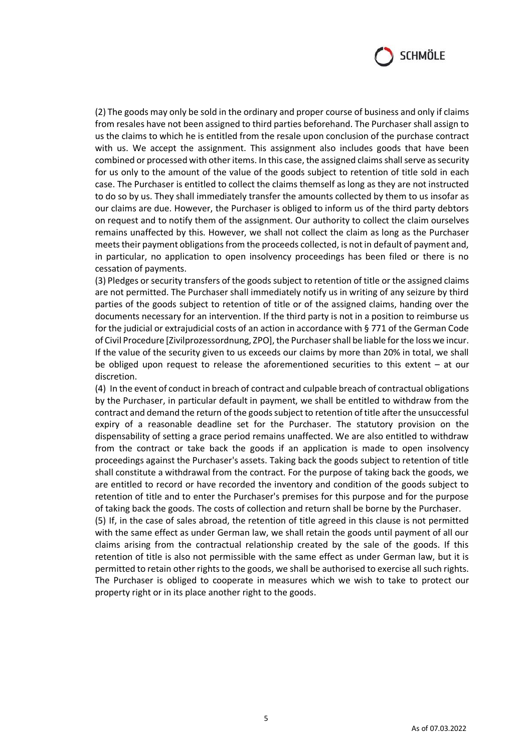(2) The goods may only be sold in the ordinary and proper course of business and only if claims from resales have not been assigned to third parties beforehand. The Purchaser shall assign to us the claims to which he is entitled from the resale upon conclusion of the purchase contract with us. We accept the assignment. This assignment also includes goods that have been combined or processed with other items. In this case, the assigned claims shall serve as security for us only to the amount of the value of the goods subject to retention of title sold in each case. The Purchaser is entitled to collect the claims themself as long as they are not instructed to do so by us. They shall immediately transfer the amounts collected by them to us insofar as our claims are due. However, the Purchaser is obliged to inform us of the third party debtors on request and to notify them of the assignment. Our authority to collect the claim ourselves remains unaffected by this. However, we shall not collect the claim as long as the Purchaser meets their payment obligations from the proceeds collected, is not in default of payment and, in particular, no application to open insolvency proceedings has been filed or there is no cessation of payments.

(3) Pledges or security transfers of the goods subject to retention of title or the assigned claims are not permitted. The Purchaser shall immediately notify us in writing of any seizure by third parties of the goods subject to retention of title or of the assigned claims, handing over the documents necessary for an intervention. If the third party is not in a position to reimburse us for the judicial or extrajudicial costs of an action in accordance with § 771 of the German Code of Civil Procedure [Zivilprozessordnung, ZPO], the Purchaser shall be liable for the loss we incur. If the value of the security given to us exceeds our claims by more than 20% in total, we shall be obliged upon request to release the aforementioned securities to this extent – at our discretion.

(4) In the event of conduct in breach of contract and culpable breach of contractual obligations by the Purchaser, in particular default in payment, we shall be entitled to withdraw from the contract and demand the return of the goods subject to retention of title after the unsuccessful expiry of a reasonable deadline set for the Purchaser. The statutory provision on the dispensability of setting a grace period remains unaffected. We are also entitled to withdraw from the contract or take back the goods if an application is made to open insolvency proceedings against the Purchaser's assets. Taking back the goods subject to retention of title shall constitute a withdrawal from the contract. For the purpose of taking back the goods, we are entitled to record or have recorded the inventory and condition of the goods subject to retention of title and to enter the Purchaser's premises for this purpose and for the purpose of taking back the goods. The costs of collection and return shall be borne by the Purchaser.

(5) If, in the case of sales abroad, the retention of title agreed in this clause is not permitted with the same effect as under German law, we shall retain the goods until payment of all our claims arising from the contractual relationship created by the sale of the goods. If this retention of title is also not permissible with the same effect as under German law, but it is permitted to retain other rights to the goods, we shall be authorised to exercise all such rights. The Purchaser is obliged to cooperate in measures which we wish to take to protect our property right or in its place another right to the goods.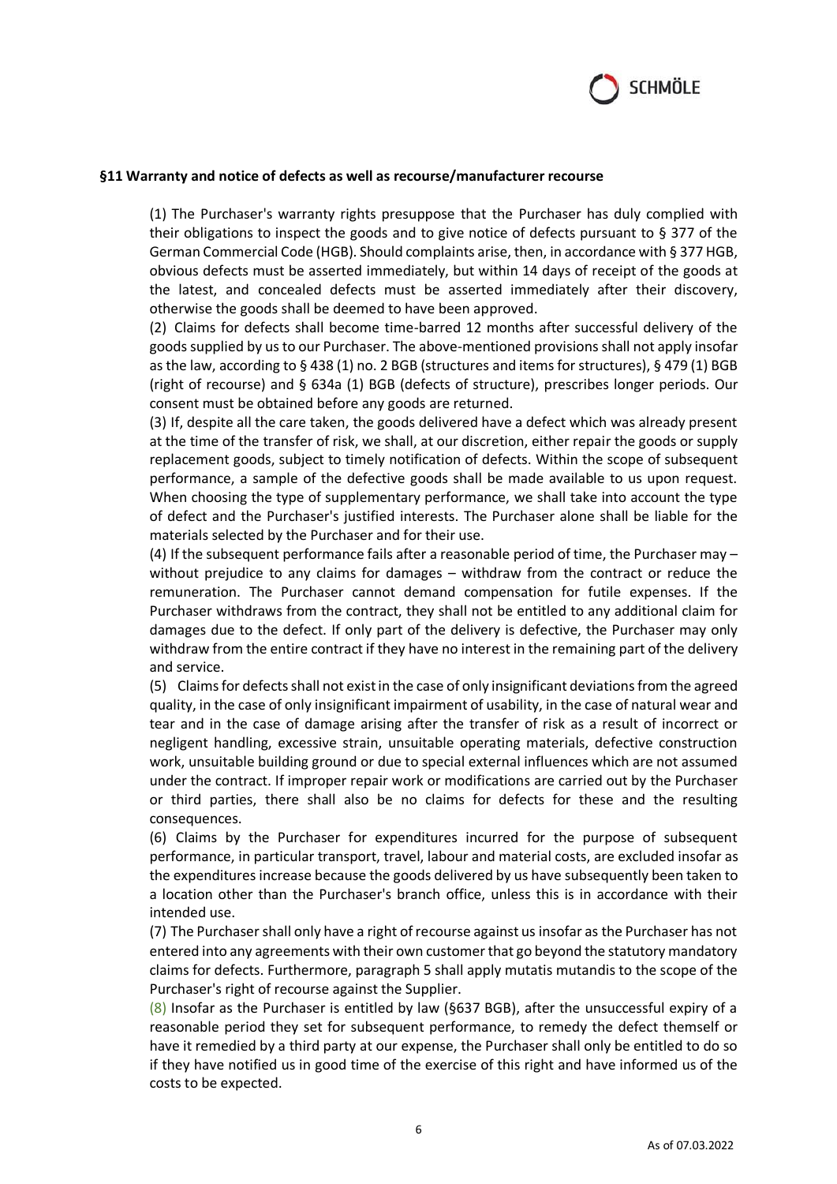### §11 Warranty and notice of defects as well as recourse/manufacturer recourse

(1) The Purchaser's warranty rights presuppose that the Purchaser has duly complied with their obligations to inspect the goods and to give notice of defects pursuant to § 377 of the German Commercial Code (HGB). Should complaints arise, then, in accordance with § 377 HGB, obvious defects must be asserted immediately, but within 14 days of receipt of the goods at the latest, and concealed defects must be asserted immediately after their discovery, otherwise the goods shall be deemed to have been approved.

(2) Claims for defects shall become time-barred 12 months after successful delivery of the goods supplied by us to our Purchaser. The above-mentioned provisions shall not apply insofar as the law, according to § 438 (1) no. 2 BGB (structures and items for structures), § 479 (1) BGB (right of recourse) and § 634a (1) BGB (defects of structure), prescribes longer periods. Our consent must be obtained before any goods are returned.

(3) If, despite all the care taken, the goods delivered have a defect which was already present at the time of the transfer of risk, we shall, at our discretion, either repair the goods or supply replacement goods, subject to timely notification of defects. Within the scope of subsequent performance, a sample of the defective goods shall be made available to us upon request. When choosing the type of supplementary performance, we shall take into account the type of defect and the Purchaser's justified interests. The Purchaser alone shall be liable for the materials selected by the Purchaser and for their use.

(4) If the subsequent performance fails after a reasonable period of time, the Purchaser may – without prejudice to any claims for damages – withdraw from the contract or reduce the remuneration. The Purchaser cannot demand compensation for futile expenses. If the Purchaser withdraws from the contract, they shall not be entitled to any additional claim for damages due to the defect. If only part of the delivery is defective, the Purchaser may only withdraw from the entire contract if they have no interest in the remaining part of the delivery and service.

(5) Claims for defects shall not exist in the case of only insignificant deviations from the agreed quality, in the case of only insignificant impairment of usability, in the case of natural wear and tear and in the case of damage arising after the transfer of risk as a result of incorrect or negligent handling, excessive strain, unsuitable operating materials, defective construction work, unsuitable building ground or due to special external influences which are not assumed under the contract. If improper repair work or modifications are carried out by the Purchaser or third parties, there shall also be no claims for defects for these and the resulting consequences.

(6) Claims by the Purchaser for expenditures incurred for the purpose of subsequent performance, in particular transport, travel, labour and material costs, are excluded insofar as the expenditures increase because the goods delivered by us have subsequently been taken to a location other than the Purchaser's branch office, unless this is in accordance with their intended use.

(7) The Purchaser shall only have a right of recourse against us insofar as the Purchaser has not entered into any agreements with their own customer that go beyond the statutory mandatory claims for defects. Furthermore, paragraph 5 shall apply mutatis mutandis to the scope of the Purchaser's right of recourse against the Supplier.

(8) Insofar as the Purchaser is entitled by law (§637 BGB), after the unsuccessful expiry of a reasonable period they set for subsequent performance, to remedy the defect themself or have it remedied by a third party at our expense, the Purchaser shall only be entitled to do so if they have notified us in good time of the exercise of this right and have informed us of the costs to be expected.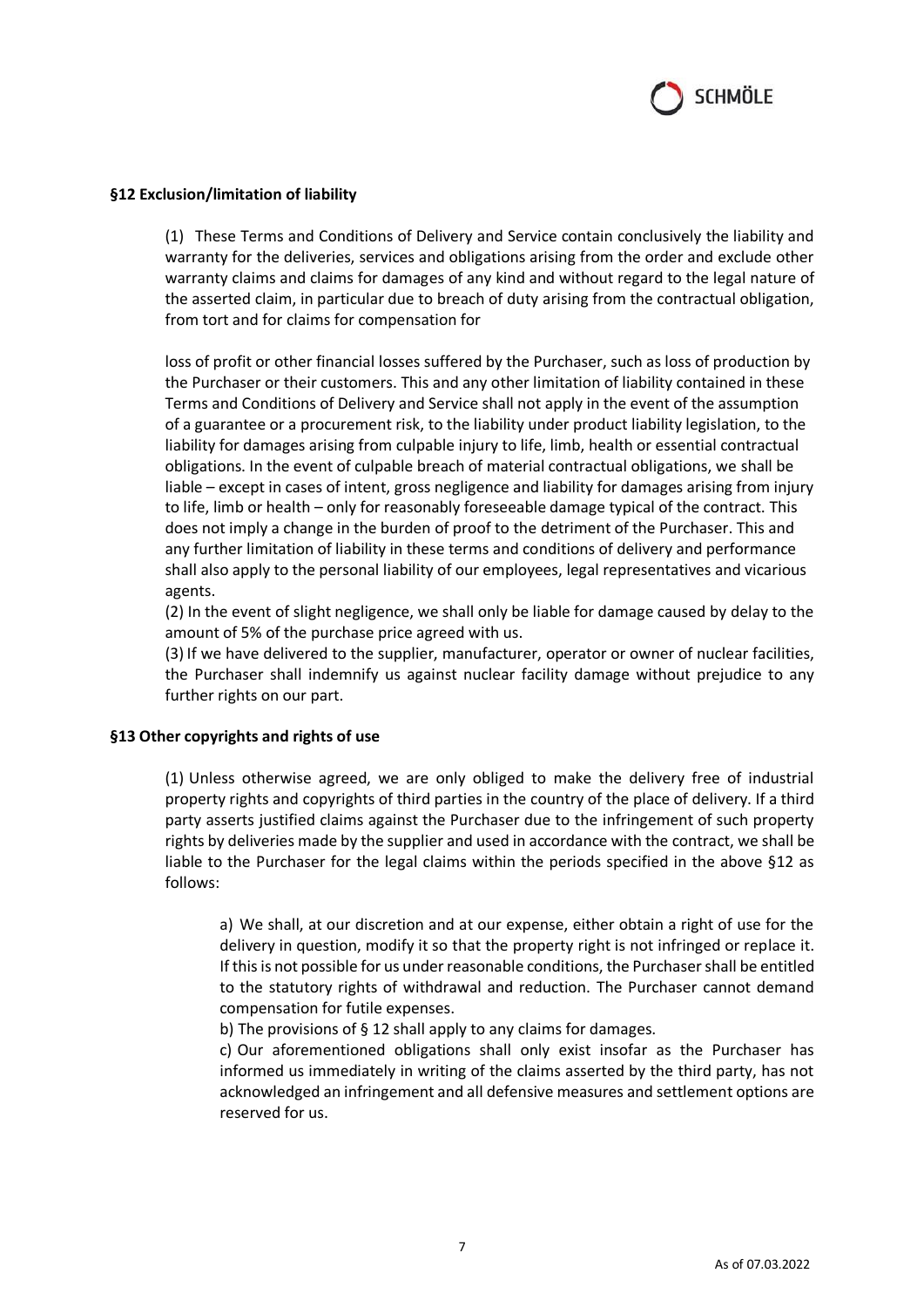**§12 Exclusion/limitation of liability**

(1) These Terms and Conditions of Delivery and Service contain conclusively the liability and warranty for the deliveries, services and obligations arising from the order and exclude other warranty claims and claims for damages of any kind and without regard to the legal nature of the asserted claim, in particular due to breach of duty arising from the contractual obligation, from tort and for claims for compensation for

loss of profit or other financial losses suffered by the Purchaser, such as loss of production by the Purchaser or their customers. This and any other limitation of liability contained in these Terms and Conditions of Delivery and Service shall not apply in the event of the assumption of a guarantee or a procurement risk, to the liability under product liability legislation, to the liability for damages arising from culpable injury to life, limb, health or essential contractual obligations. In the event of culpable breach of material contractual obligations, we shall be liable – except in cases of intent, gross negligence and liability for damages arising from injury to life, limb or health – only for reasonably foreseeable damage typical of the contract. This does not imply a change in the burden of proof to the detriment of the Purchaser. This and any further limitation of liability in these terms and conditions of delivery and performance shall also apply to the personal liability of our employees, legal representatives and vicarious agents.

(2) In the event of slight negligence, we shall only be liable for damage caused by delay to the amount of 5% of the purchase price agreed with us.

(3) If we have delivered to the supplier, manufacturer, operator or owner of nuclear facilities, the Purchaser shall indemnify us against nuclear facility damage without prejudice to any further rights on our part.

**§13 Other copyrights and rights of use**

(1) Unless otherwise agreed, we are only obliged to make the delivery free of industrial property rights and copyrights of third parties in the country of the place of delivery. If a third party asserts justified claims against the Purchaser due to the infringement of such property rights by deliveries made by the supplier and used in accordance with the contract, we shall be liable to the Purchaser for the legal claims within the periods specified in the above §12 as follows:

a) We shall, at our discretion and at our expense, either obtain a right of use for the delivery in question, modify it so that the property right is not infringed or replace it. If this is not possible for us under reasonable conditions, the Purchaser shall be entitled to the statutory rights of withdrawal and reduction. The Purchaser cannot demand compensation for futile expenses.

b) The provisions of § 12 shall apply to any claims for damages.

c) Our aforementioned obligations shall only exist insofar as the Purchaser has informed us immediately in writing of the claims asserted by the third party, has not acknowledged an infringement and all defensive measures and settlement options are reserved for us.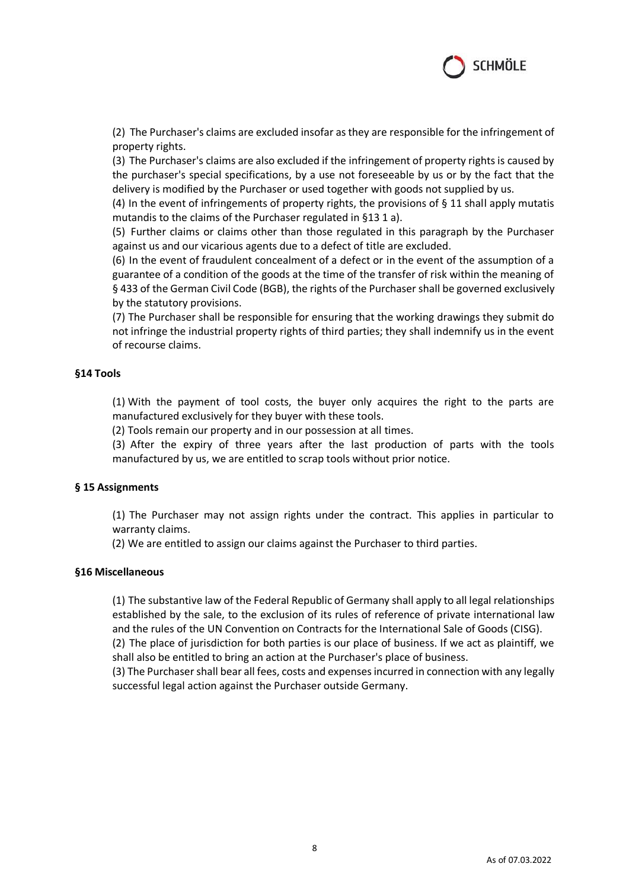(2) The Purchaser's claims are excluded insofar as they are responsible for the infringement of property rights.

(3) The Purchaser's claims are also excluded if the infringement of property rights is caused by the purchaser's special specifications, by a use not foreseeable by us or by the fact that the delivery is modified by the Purchaser or used together with goods not supplied by us.

(4) In the event of infringements of property rights, the provisions of § 11 shall apply mutatis mutandis to the claims of the Purchaser regulated in §13 1 a).

(5) Further claims or claims other than those regulated in this paragraph by the Purchaser against us and our vicarious agents due to a defect of title are excluded.

(6) In the event of fraudulent concealment of a defect or in the event of the assumption of a guarantee of a condition of the goods at the time of the transfer of risk within the meaning of § 433 of the German Civil Code (BGB), the rights of the Purchaser shall be governed exclusively by the statutory provisions.

(7) The Purchaser shall be responsible for ensuring that the working drawings they submit do not infringe the industrial property rights of third parties; they shall indemnify us in the event of recourse claims.

**§14 Tools**

(1) With the payment of tool costs, the buyer only acquires the right to the parts are manufactured exclusively for they buyer with these tools.

(2) Tools remain our property and in our possession at all times.

(3) After the expiry of three years after the last production of parts with the tools manufactured by us, we are entitled to scrap tools without prior notice.

**§ 15 Assignments**

(1) The Purchaser may not assign rights under the contract. This applies in particular to warranty claims.

(2) We are entitled to assign our claims against the Purchaser to third parties.

**§16 Miscellaneous**

(1) The substantive law of the Federal Republic of Germany shall apply to all legal relationships established by the sale, to the exclusion of its rules of reference of private international law and the rules of the UN Convention on Contracts for the International Sale of Goods (CISG).

(2) The place of jurisdiction for both parties is our place of business. If we act as plaintiff, we shall also be entitled to bring an action at the Purchaser's place of business.

(3) The Purchaser shall bear all fees, costs and expenses incurred in connection with any legally successful legal action against the Purchaser outside Germany.